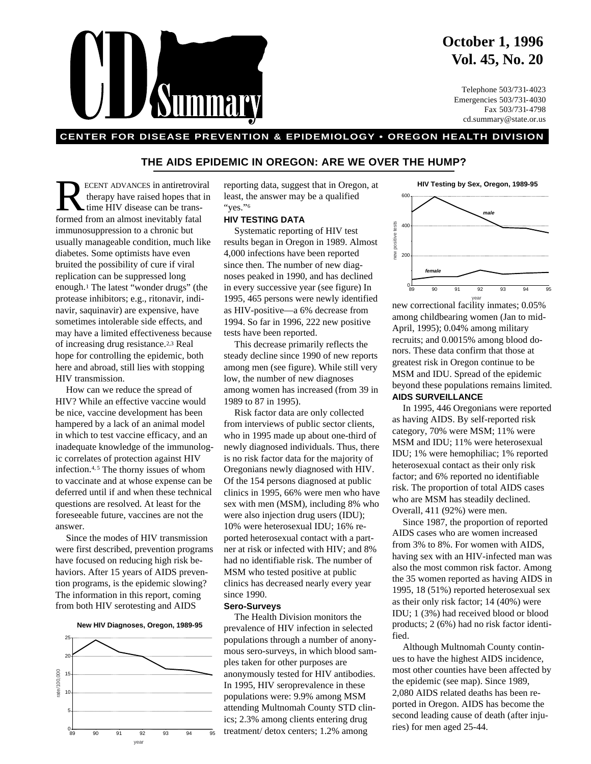# CD Summary

**October 1, 1996**
**Vol. 45, No. 20**

Telephone 503/731-4023
Emergencies 503/731-4030
Fax 503/731-4798
cd.summary@state.or.us

**CENTER FOR DISEASE PREVENTION & EPIDEMIOLOGY • OREGON HEALTH DIVISION**

## THE AIDS EPIDEMIC IN OREGON: ARE WE OVER THE HUMP?

RECENT ADVANCES in antiretroviral therapy have raised hopes that in time HIV disease can be transformed from an almost inevitably fatal immunosuppression to a chronic but usually manageable condition, much like diabetes. Some optimists have even bruited the possibility of cure if viral replication can be suppressed long enough.[1] The latest "wonder drugs" (the protease inhibitors; e.g., ritonavir, indinavir, saquinavir) are expensive, have sometimes intolerable side effects, and may have a limited effectiveness because of increasing drug resistance.[2,3] Real hope for controlling the epidemic, both here and abroad, still lies with stopping HIV transmission.

How can we reduce the spread of HIV? While an effective vaccine would be nice, vaccine development has been hampered by a lack of an animal model in which to test vaccine efficacy, and an inadequate knowledge of the immunologic correlates of protection against HIV infection.[4,5] The thorny issues of whom to vaccinate and at whose expense can be deferred until if and when these technical questions are resolved. At least for the foreseeable future, vaccines are not the answer.

Since the modes of HIV transmission were first described, prevention programs have focused on reducing high risk behaviors. After 15 years of AIDS prevention programs, is the epidemic slowing? The information in this report, coming from both HIV serotesting and AIDS reporting data, suggest that in Oregon, at least, the answer may be a qualified "yes."[6]

**New HIV Diagnoses, Oregon, 1989-95**

### HIV TESTING DATA

Systematic reporting of HIV test results began in Oregon in 1989. Almost 4,000 infections have been reported since then. The number of new diagnoses peaked in 1990, and has declined in every successive year (see figure) In 1995, 465 persons were newly identified as HIV-positive—a 6% decrease from 1994. So far in 1996, 222 new positive tests have been reported.

This decrease primarily reflects the steady decline since 1990 of new reports among men (see figure). While still very low, the number of new diagnoses among women has increased (from 39 in 1989 to 87 in 1995).

Risk factor data are only collected from interviews of public sector clients, who in 1995 made up about one-third of newly diagnosed individuals. Thus, there is no risk factor data for the majority of Oregonians newly diagnosed with HIV. Of the 154 persons diagnosed at public clinics in 1995, 66% were men who have sex with men (MSM), including 8% who were also injection drug users (IDU); 10% were heterosexual IDU; 16% reported heterosexual contact with a partner at risk or infected with HIV; and 8% had no identifiable risk. The number of MSM who tested positive at public clinics has decreased nearly every year since 1990.

#### Sero-Surveys

The Health Division monitors the prevalence of HIV infection in selected populations through a number of anonymous sero-surveys, in which blood samples taken for other purposes are anonymously tested for HIV antibodies. In 1995, HIV seroprevalence in these populations were: 9.9% among MSM attending Multnomah County STD clinics; 2.3% among clients entering drug treatment/ detox centers; 1.2% among new correctional facility inmates; 0.05% among childbearing women (Jan to mid-April, 1995); 0.04% among military recruits; and 0.0015% among blood donors. These data confirm that those at greatest risk in Oregon continue to be MSM and IDU. Spread of the epidemic beyond these populations remains limited.

**HIV Testing by Sex, Oregon, 1989-95**

### AIDS SURVEILLANCE

In 1995, 446 Oregonians were reported as having AIDS. By self-reported risk category, 70% were MSM; 11% were MSM and IDU; 11% were heterosexual IDU; 1% were hemophiliac; 1% reported heterosexual contact as their only risk factor; and 6% reported no identifiable risk. The proportion of total AIDS cases who are MSM has steadily declined. Overall, 411 (92%) were men.

Since 1987, the proportion of reported AIDS cases who are women increased from 3% to 8%. For women with AIDS, having sex with an HIV-infected man was also the most common risk factor. Among the 35 women reported as having AIDS in 1995, 18 (51%) reported heterosexual sex as their only risk factor; 14 (40%) were IDU; 1 (3%) had received blood or blood products; 2 (6%) had no risk factor identified.

Although Multnomah County continues to have the highest AIDS incidence, most other counties have been affected by the epidemic (see map). Since 1989, 2,080 AIDS related deaths has been reported in Oregon. AIDS has become the second leading cause of death (after injuries) for men aged 25-44.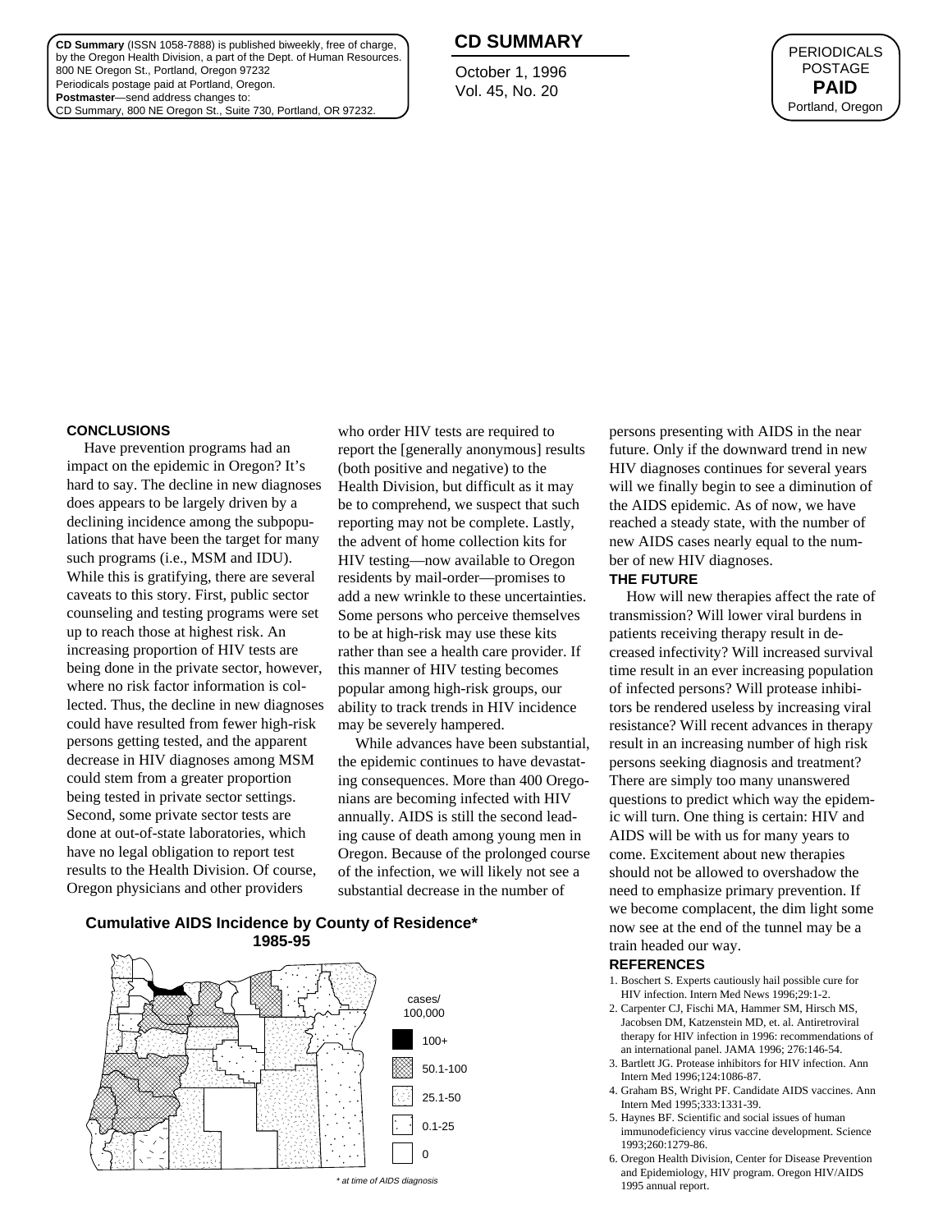**CD Summary** (ISSN 1058-7888) is published biweekly, free of charge, by the Oregon Health Division, a part of the Dept. of Human Resources. 800 NE Oregon St., Portland, Oregon 97232
Periodicals postage paid at Portland, Oregon.
**Postmaster**—send address changes to:
CD Summary, 800 NE Oregon St., Suite 730, Portland, OR 97232.

**CD SUMMARY**

October 1, 1996
Vol. 45, No. 20

PERIODICALS POSTAGE **PAID** Portland, Oregon

### CONCLUSIONS

Have prevention programs had an impact on the epidemic in Oregon? It's hard to say. The decline in new diagnoses does appears to be largely driven by a declining incidence among the subpopulations that have been the target for many such programs (i.e., MSM and IDU). While this is gratifying, there are several caveats to this story. First, public sector counseling and testing programs were set up to reach those at highest risk. An increasing proportion of HIV tests are being done in the private sector, however, where no risk factor information is collected. Thus, the decline in new diagnoses could have resulted from fewer high-risk persons getting tested, and the apparent decrease in HIV diagnoses among MSM could stem from a greater proportion being tested in private sector settings. Second, some private sector tests are done at out-of-state laboratories, which have no legal obligation to report test results to the Health Division. Of course, Oregon physicians and other providers who order HIV tests are required to report the [generally anonymous] results (both positive and negative) to the Health Division, but difficult as it may be to comprehend, we suspect that such reporting may not be complete. Lastly, the advent of home collection kits for HIV testing—now available to Oregon residents by mail-order—promises to add a new wrinkle to these uncertainties. Some persons who perceive themselves to be at high-risk may use these kits rather than see a health care provider. If this manner of HIV testing becomes popular among high-risk groups, our ability to track trends in HIV incidence may be severely hampered.

While advances have been substantial, the epidemic continues to have devastating consequences. More than 400 Oregonians are becoming infected with HIV annually. AIDS is still the second leading cause of death among young men in Oregon. Because of the prolonged course of the infection, we will likely not see a substantial decrease in the number of persons presenting with AIDS in the near future. Only if the downward trend in new HIV diagnoses continues for several years will we finally begin to see a diminution of the AIDS epidemic. As of now, we have reached a steady state, with the number of new AIDS cases nearly equal to the number of new HIV diagnoses.

### THE FUTURE

How will new therapies affect the rate of transmission? Will lower viral burdens in patients receiving therapy result in decreased infectivity? Will increased survival time result in an ever increasing population of infected persons? Will protease inhibitors be rendered useless by increasing viral resistance? Will recent advances in therapy result in an increasing number of high risk persons seeking diagnosis and treatment? There are simply too many unanswered questions to predict which way the epidemic will turn. One thing is certain: HIV and AIDS will be with us for many years to come. Excitement about new therapies should not be allowed to overshadow the need to emphasize primary prevention. If we become complacent, the dim light some now see at the end of the tunnel may be a train headed our way.

**Cumulative AIDS Incidence by County of Residence\* 1985-95**

cases/100,000
100+
50.1-100
25.1-50
0.1-25
0

*\* at time of AIDS diagnosis*

### REFERENCES

1. Boschert S. Experts cautiously hail possible cure for HIV infection. Intern Med News 1996;29:1-2.
2. Carpenter CJ, Fischi MA, Hammer SM, Hirsch MS, Jacobsen DM, Katzenstein MD, et. al. Antiretroviral therapy for HIV infection in 1996: recommendations of an international panel. JAMA 1996; 276:146-54.
3. Bartlett JG. Protease inhibitors for HIV infection. Ann Intern Med 1996;124:1086-87.
4. Graham BS, Wright PF. Candidate AIDS vaccines. Ann Intern Med 1995;333:1331-39.
5. Haynes BF. Scientific and social issues of human immunodeficiency virus vaccine development. Science 1993;260:1279-86.
6. Oregon Health Division, Center for Disease Prevention and Epidemiology, HIV program. Oregon HIV/AIDS 1995 annual report.